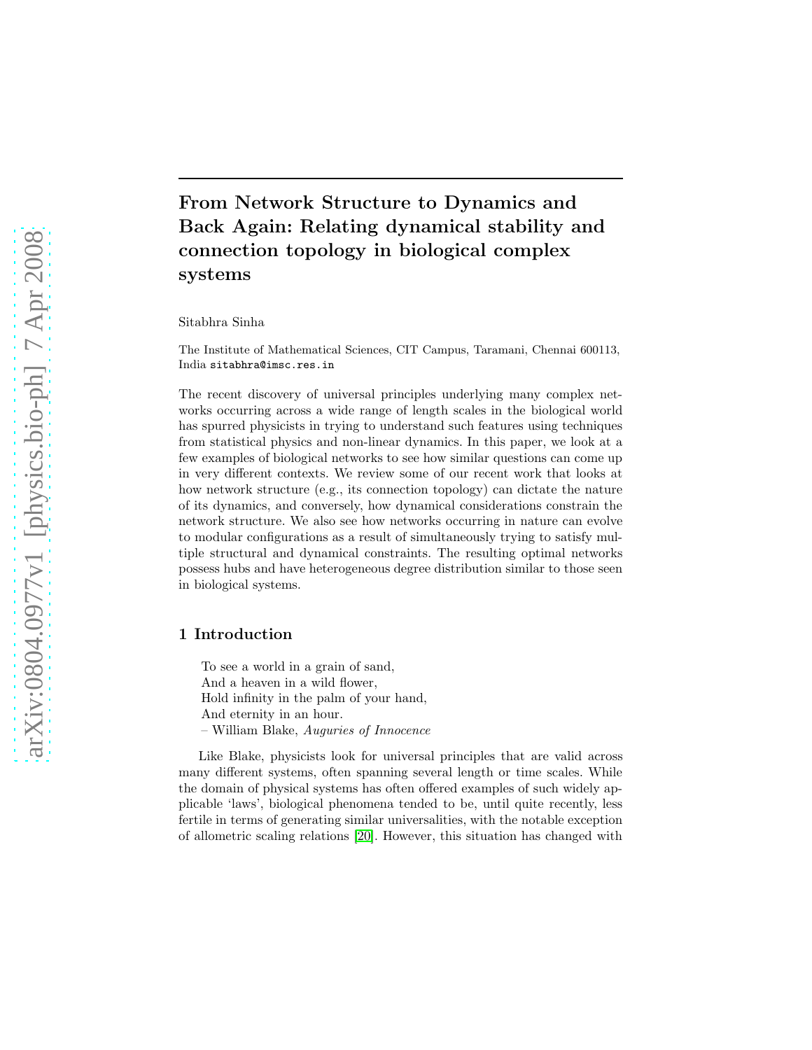# From Network Structure to Dynamics and Back Again: Relating dynamical stability and connection topology in biological complex systems

Sitabhra Sinha

The Institute of Mathematical Sciences, CIT Campus, Taramani, Chennai 600113, India sitabhra@imsc.res.in

The recent discovery of universal principles underlying many complex networks occurring across a wide range of length scales in the biological world has spurred physicists in trying to understand such features using techniques from statistical physics and non-linear dynamics. In this paper, we look at a few examples of biological networks to see how similar questions can come up in very different contexts. We review some of our recent work that looks at how network structure (e.g., its connection topology) can dictate the nature of its dynamics, and conversely, how dynamical considerations constrain the network structure. We also see how networks occurring in nature can evolve to modular configurations as a result of simultaneously trying to satisfy multiple structural and dynamical constraints. The resulting optimal networks possess hubs and have heterogeneous degree distribution similar to those seen in biological systems.

## 1 Introduction

To see a world in a grain of sand,  
And a heaven in a wild flower,  
Hold infinity in the palm of your hand,  
And eternity in an hour.  
– William Blake, *Auguries of Innocence*

Like Blake, physicists look for universal principles that are valid across many different systems, often spanning several length or time scales. While the domain of physical systems has often offered examples of such widely applicable 'laws', biological phenomena tended to be, until quite recently, less fertile in terms of generating similar universalities, with the notable exception of allometric scaling relations [20]. However, this situation has changed with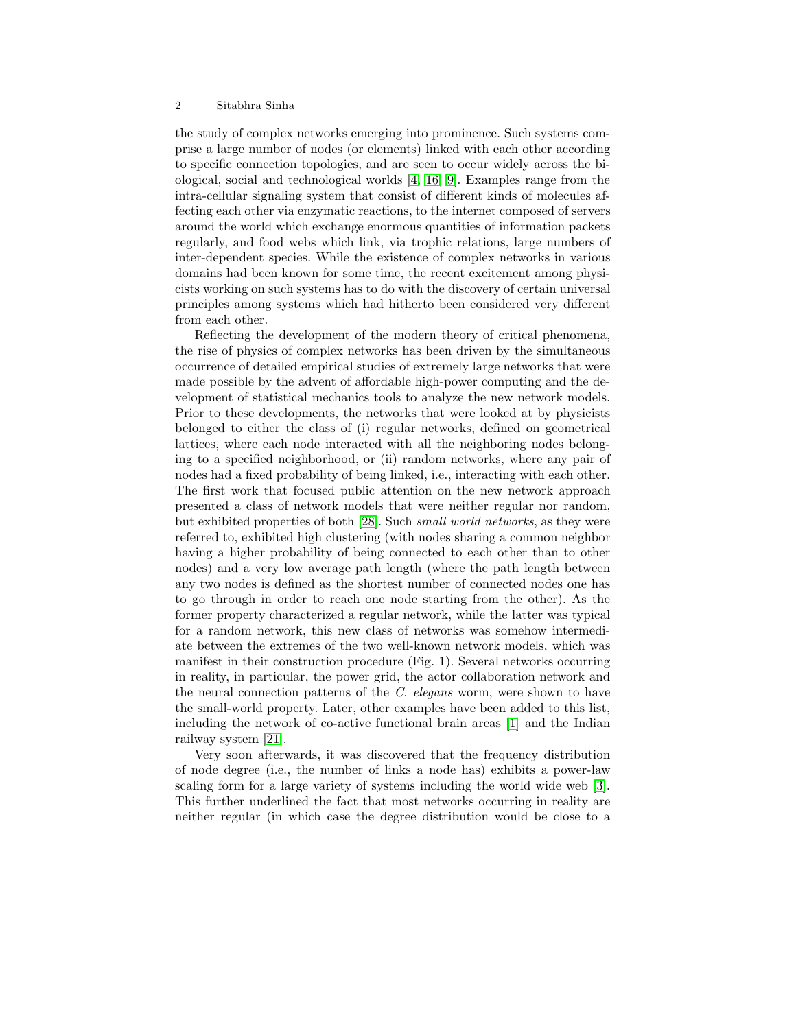the study of complex networks emerging into prominence. Such systems comprise a large number of nodes (or elements) linked with each other according to specific connection topologies, and are seen to occur widely across the biological, social and technological worlds [4, 16, 9]. Examples range from the intra-cellular signaling system that consist of different kinds of molecules affecting each other via enzymatic reactions, to the internet composed of servers around the world which exchange enormous quantities of information packets regularly, and food webs which link, via trophic relations, large numbers of inter-dependent species. While the existence of complex networks in various domains had been known for some time, the recent excitement among physicists working on such systems has to do with the discovery of certain universal principles among systems which had hitherto been considered very different from each other.

Reflecting the development of the modern theory of critical phenomena, the rise of physics of complex networks has been driven by the simultaneous occurrence of detailed empirical studies of extremely large networks that were made possible by the advent of affordable high-power computing and the development of statistical mechanics tools to analyze the new network models. Prior to these developments, the networks that were looked at by physicists belonged to either the class of (i) regular networks, defined on geometrical lattices, where each node interacted with all the neighboring nodes belonging to a specified neighborhood, or (ii) random networks, where any pair of nodes had a fixed probability of being linked, i.e., interacting with each other. The first work that focused public attention on the new network approach presented a class of network models that were neither regular nor random, but exhibited properties of both [28]. Such *small world networks*, as they were referred to, exhibited high clustering (with nodes sharing a common neighbor having a higher probability of being connected to each other than to other nodes) and a very low average path length (where the path length between any two nodes is defined as the shortest number of connected nodes one has to go through in order to reach one node starting from the other). As the former property characterized a regular network, while the latter was typical for a random network, this new class of networks was somehow intermediate between the extremes of the two well-known network models, which was manifest in their construction procedure (Fig. 1). Several networks occurring in reality, in particular, the power grid, the actor collaboration network and the neural connection patterns of the *C. elegans* worm, were shown to have the small-world property. Later, other examples have been added to this list, including the network of co-active functional brain areas [1] and the Indian railway system [21].

Very soon afterwards, it was discovered that the frequency distribution of node degree (i.e., the number of links a node has) exhibits a power-law scaling form for a large variety of systems including the world wide web [3]. This further underlined the fact that most networks occurring in reality are neither regular (in which case the degree distribution would be close to a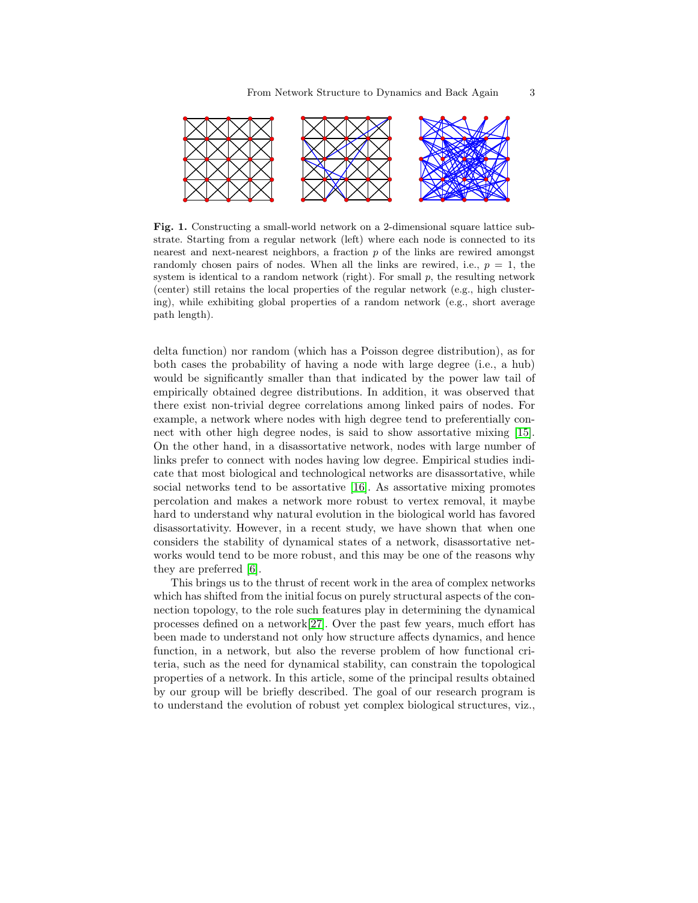**Fig. 1.** Constructing a small-world network on a 2-dimensional square lattice substrate. Starting from a regular network (left) where each node is connected to its nearest and next-nearest neighbors, a fraction $p$ of the links are rewired amongst randomly chosen pairs of nodes. When all the links are rewired, i.e., $p = 1$, the system is identical to a random network (right). For small $p$, the resulting network (center) still retains the local properties of the regular network (e.g., high clustering), while exhibiting global properties of a random network (e.g., short average path length).

delta function) nor random (which has a Poisson degree distribution), as for both cases the probability of having a node with large degree (i.e., a hub) would be significantly smaller than that indicated by the power law tail of empirically obtained degree distributions. In addition, it was observed that there exist non-trivial degree correlations among linked pairs of nodes. For example, a network where nodes with high degree tend to preferentially connect with other high degree nodes, is said to show assortative mixing [15]. On the other hand, in a disassortative network, nodes with large number of links prefer to connect with nodes having low degree. Empirical studies indicate that most biological and technological networks are disassortative, while social networks tend to be assortative [16]. As assortative mixing promotes percolation and makes a network more robust to vertex removal, it maybe hard to understand why natural evolution in the biological world has favored disassortativity. However, in a recent study, we have shown that when one considers the stability of dynamical states of a network, disassortative networks would tend to be more robust, and this may be one of the reasons why they are preferred [6].

This brings us to the thrust of recent work in the area of complex networks which has shifted from the initial focus on purely structural aspects of the connection topology, to the role such features play in determining the dynamical processes defined on a network[27]. Over the past few years, much effort has been made to understand not only how structure affects dynamics, and hence function, in a network, but also the reverse problem of how functional criteria, such as the need for dynamical stability, can constrain the topological properties of a network. In this article, some of the principal results obtained by our group will be briefly described. The goal of our research program is to understand the evolution of robust yet complex biological structures, viz.,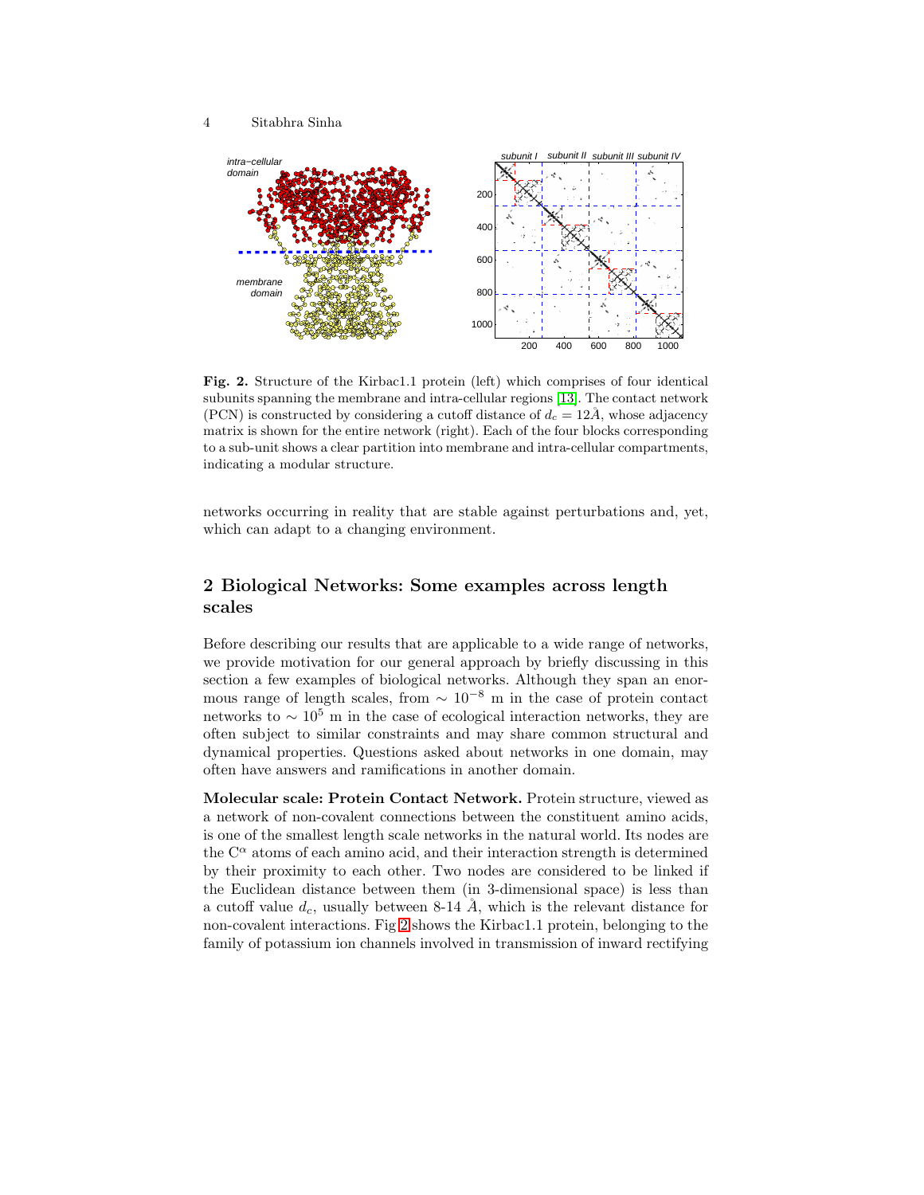**Fig. 2.** Structure of the Kirbac1.1 protein (left) which comprises of four identical subunits spanning the membrane and intra-cellular regions [13]. The contact network (PCN) is constructed by considering a cutoff distance of $d_c = 12 \AA$, whose adjacency matrix is shown for the entire network (right). Each of the four blocks corresponding to a sub-unit shows a clear partition into membrane and intra-cellular compartments, indicating a modular structure.

networks occurring in reality that are stable against perturbations and, yet, which can adapt to a changing environment.

## 2 Biological Networks: Some examples across length scales

Before describing our results that are applicable to a wide range of networks, we provide motivation for our general approach by briefly discussing in this section a few examples of biological networks. Although they span an enormous range of length scales, from $\sim 10^{-8}$ m in the case of protein contact networks to $\sim 10^{5}$ m in the case of ecological interaction networks, they are often subject to similar constraints and may share common structural and dynamical properties. Questions asked about networks in one domain, may often have answers and ramifications in another domain.

**Molecular scale: Protein Contact Network.** Protein structure, viewed as a network of non-covalent connections between the constituent amino acids, is one of the smallest length scale networks in the natural world. Its nodes are the $C^{\alpha}$ atoms of each amino acid, and their interaction strength is determined by their proximity to each other. Two nodes are considered to be linked if the Euclidean distance between them (in 3-dimensional space) is less than a cutoff value $d_c$, usually between 8-14 $\AA$, which is the relevant distance for non-covalent interactions. Fig 2 shows the Kirbac1.1 protein, belonging to the family of potassium ion channels involved in transmission of inward rectifying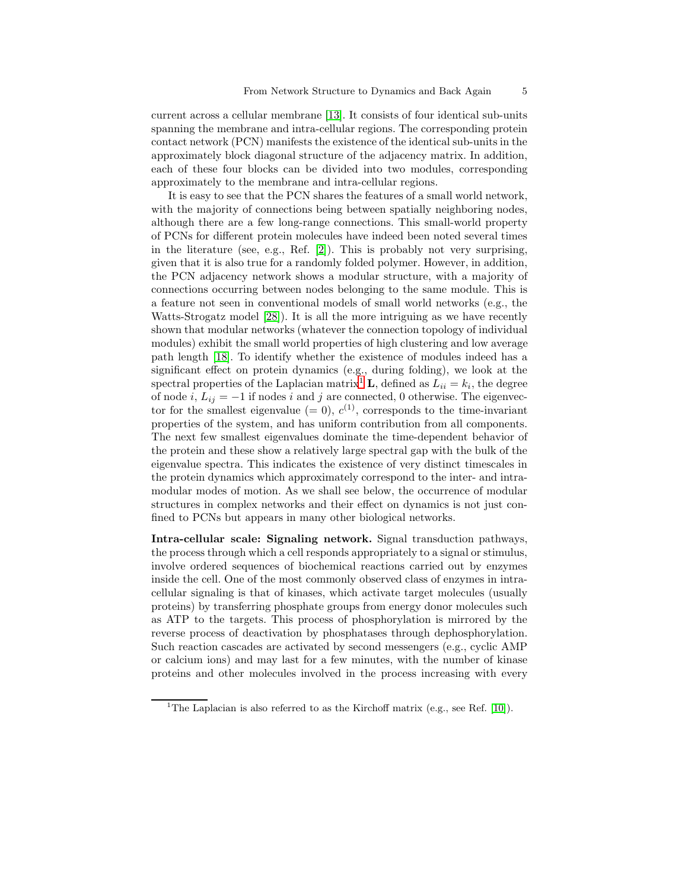current across a cellular membrane [13]. It consists of four identical sub-units spanning the membrane and intra-cellular regions. The corresponding protein contact network (PCN) manifests the existence of the identical sub-units in the approximately block diagonal structure of the adjacency matrix. In addition, each of these four blocks can be divided into two modules, corresponding approximately to the membrane and intra-cellular regions.

It is easy to see that the PCN shares the features of a small world network, with the majority of connections being between spatially neighboring nodes, although there are a few long-range connections. This small-world property of PCNs for different protein molecules have indeed been noted several times in the literature (see, e.g., Ref. [2]). This is probably not very surprising, given that it is also true for a randomly folded polymer. However, in addition, the PCN adjacency network shows a modular structure, with a majority of connections occurring between nodes belonging to the same module. This is a feature not seen in conventional models of small world networks (e.g., the Watts-Strogatz model [28]). It is all the more intriguing as we have recently shown that modular networks (whatever the connection topology of individual modules) exhibit the small world properties of high clustering and low average path length [18]. To identify whether the existence of modules indeed has a significant effect on protein dynamics (e.g., during folding), we look at the spectral properties of the Laplacian matrix[1] $\mathbf{L}$, defined as $L_{ii} = k_i$, the degree of node $i$, $L_{ij} = -1$ if nodes $i$ and $j$ are connected, 0 otherwise. The eigenvector for the smallest eigenvalue ($= 0$), $c^{(1)}$, corresponds to the time-invariant properties of the system, and has uniform contribution from all components. The next few smallest eigenvalues dominate the time-dependent behavior of the protein and these show a relatively large spectral gap with the bulk of the eigenvalue spectra. This indicates the existence of very distinct timescales in the protein dynamics which approximately correspond to the inter- and intra-modular modes of motion. As we shall see below, the occurrence of modular structures in complex networks and their effect on dynamics is not just confined to PCNs but appears in many other biological networks.

**Intra-cellular scale: Signaling network.** Signal transduction pathways, the process through which a cell responds appropriately to a signal or stimulus, involve ordered sequences of biochemical reactions carried out by enzymes inside the cell. One of the most commonly observed class of enzymes in intra-cellular signaling is that of kinases, which activate target molecules (usually proteins) by transferring phosphate groups from energy donor molecules such as ATP to the targets. This process of phosphorylation is mirrored by the reverse process of deactivation by phosphatases through dephosphorylation. Such reaction cascades are activated by second messengers (e.g., cyclic AMP or calcium ions) and may last for a few minutes, with the number of kinase proteins and other molecules involved in the process increasing with every

[1] The Laplacian is also referred to as the Kirchoff matrix (e.g., see Ref. [10]).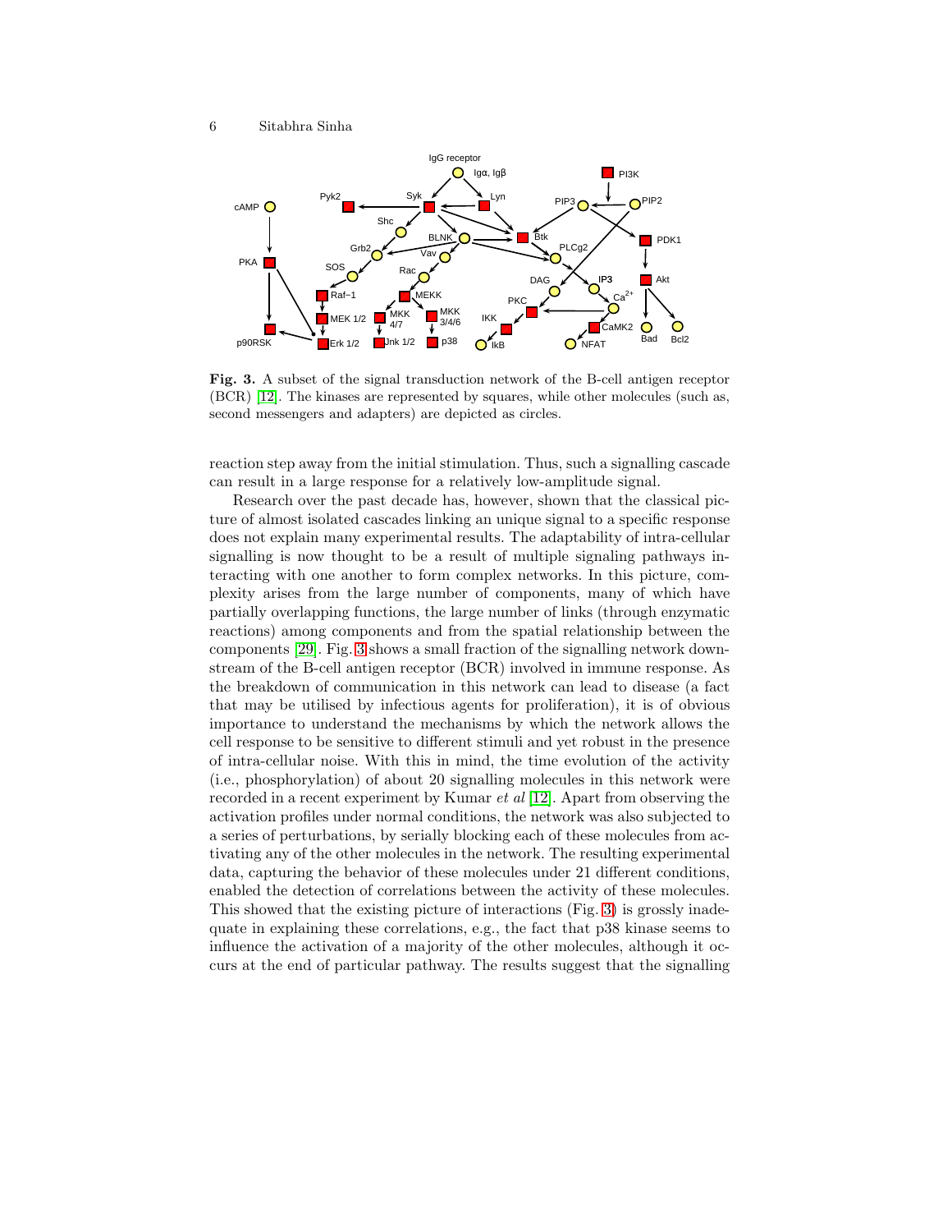**Fig. 3.** A subset of the signal transduction network of the B-cell antigen receptor (BCR) [12]. The kinases are represented by squares, while other molecules (such as, second messengers and adapters) are depicted as circles.

reaction step away from the initial stimulation. Thus, such a signalling cascade can result in a large response for a relatively low-amplitude signal.

Research over the past decade has, however, shown that the classical picture of almost isolated cascades linking an unique signal to a specific response does not explain many experimental results. The adaptability of intra-cellular signalling is now thought to be a result of multiple signaling pathways interacting with one another to form complex networks. In this picture, complexity arises from the large number of components, many of which have partially overlapping functions, the large number of links (through enzymatic reactions) among components and from the spatial relationship between the components [29]. Fig. 3 shows a small fraction of the signalling network downstream of the B-cell antigen receptor (BCR) involved in immune response. As the breakdown of communication in this network can lead to disease (a fact that may be utilised by infectious agents for proliferation), it is of obvious importance to understand the mechanisms by which the network allows the cell response to be sensitive to different stimuli and yet robust in the presence of intra-cellular noise. With this in mind, the time evolution of the activity (i.e., phosphorylation) of about 20 signalling molecules in this network were recorded in a recent experiment by Kumar *et al* [12]. Apart from observing the activation profiles under normal conditions, the network was also subjected to a series of perturbations, by serially blocking each of these molecules from activating any of the other molecules in the network. The resulting experimental data, capturing the behavior of these molecules under 21 different conditions, enabled the detection of correlations between the activity of these molecules. This showed that the existing picture of interactions (Fig. 3) is grossly inadequate in explaining these correlations, e.g., the fact that p38 kinase seems to influence the activation of a majority of the other molecules, although it occurs at the end of particular pathway. The results suggest that the signalling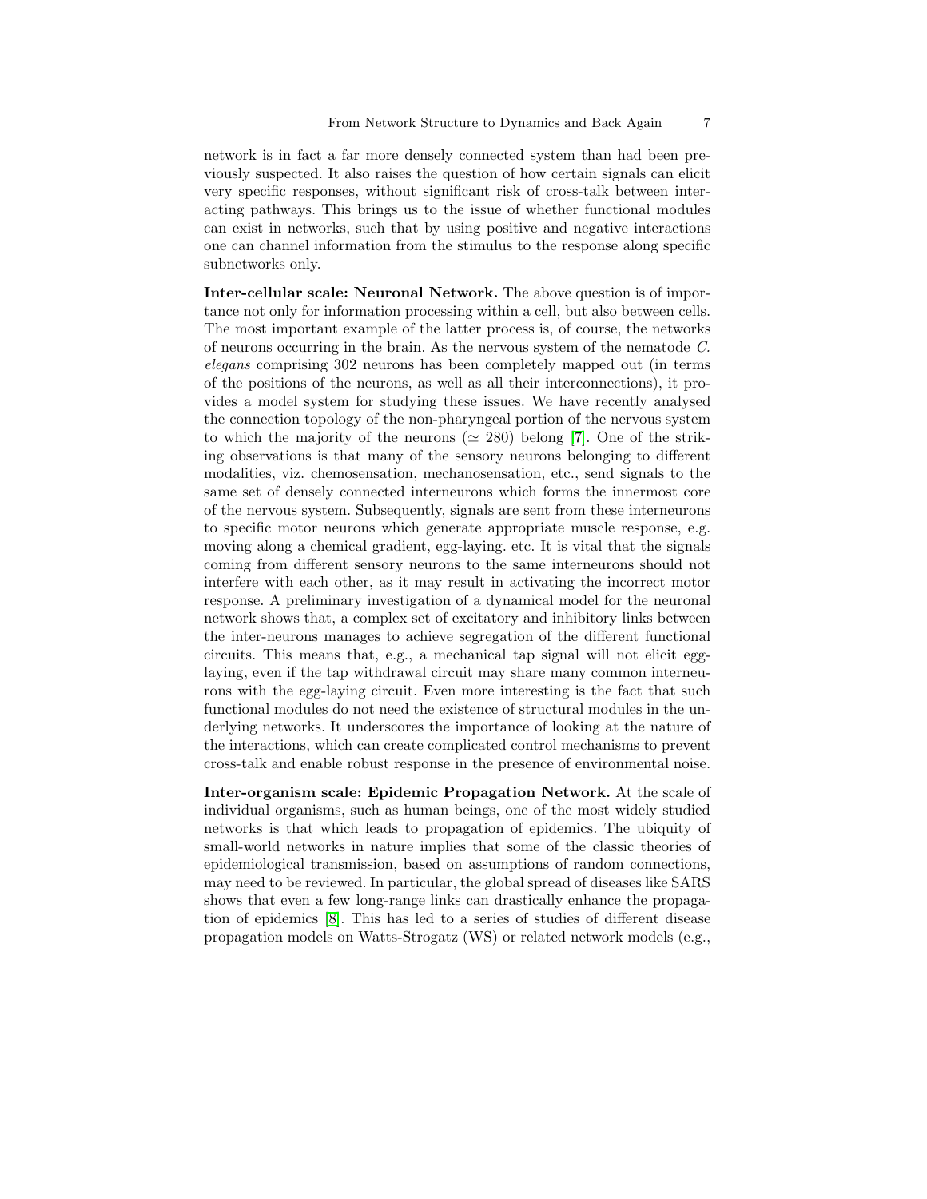network is in fact a far more densely connected system than had been previously suspected. It also raises the question of how certain signals can elicit very specific responses, without significant risk of cross-talk between interacting pathways. This brings us to the issue of whether functional modules can exist in networks, such that by using positive and negative interactions one can channel information from the stimulus to the response along specific subnetworks only.

**Inter-cellular scale: Neuronal Network.** The above question is of importance not only for information processing within a cell, but also between cells. The most important example of the latter process is, of course, the networks of neurons occurring in the brain. As the nervous system of the nematode *C. elegans* comprising 302 neurons has been completely mapped out (in terms of the positions of the neurons, as well as all their interconnections), it provides a model system for studying these issues. We have recently analysed the connection topology of the non-pharyngeal portion of the nervous system to which the majority of the neurons ($\simeq 280$) belong [7]. One of the striking observations is that many of the sensory neurons belonging to different modalities, viz. chemosensation, mechanosensation, etc., send signals to the same set of densely connected interneurons which forms the innermost core of the nervous system. Subsequently, signals are sent from these interneurons to specific motor neurons which generate appropriate muscle response, e.g. moving along a chemical gradient, egg-laying. etc. It is vital that the signals coming from different sensory neurons to the same interneurons should not interfere with each other, as it may result in activating the incorrect motor response. A preliminary investigation of a dynamical model for the neuronal network shows that, a complex set of excitatory and inhibitory links between the inter-neurons manages to achieve segregation of the different functional circuits. This means that, e.g., a mechanical tap signal will not elicit egg-laying, even if the tap withdrawal circuit may share many common interneurons with the egg-laying circuit. Even more interesting is the fact that such functional modules do not need the existence of structural modules in the underlying networks. It underscores the importance of looking at the nature of the interactions, which can create complicated control mechanisms to prevent cross-talk and enable robust response in the presence of environmental noise.

**Inter-organism scale: Epidemic Propagation Network.** At the scale of individual organisms, such as human beings, one of the most widely studied networks is that which leads to propagation of epidemics. The ubiquity of small-world networks in nature implies that some of the classic theories of epidemiological transmission, based on assumptions of random connections, may need to be reviewed. In particular, the global spread of diseases like SARS shows that even a few long-range links can drastically enhance the propagation of epidemics [8]. This has led to a series of studies of different disease propagation models on Watts-Strogatz (WS) or related network models (e.g.,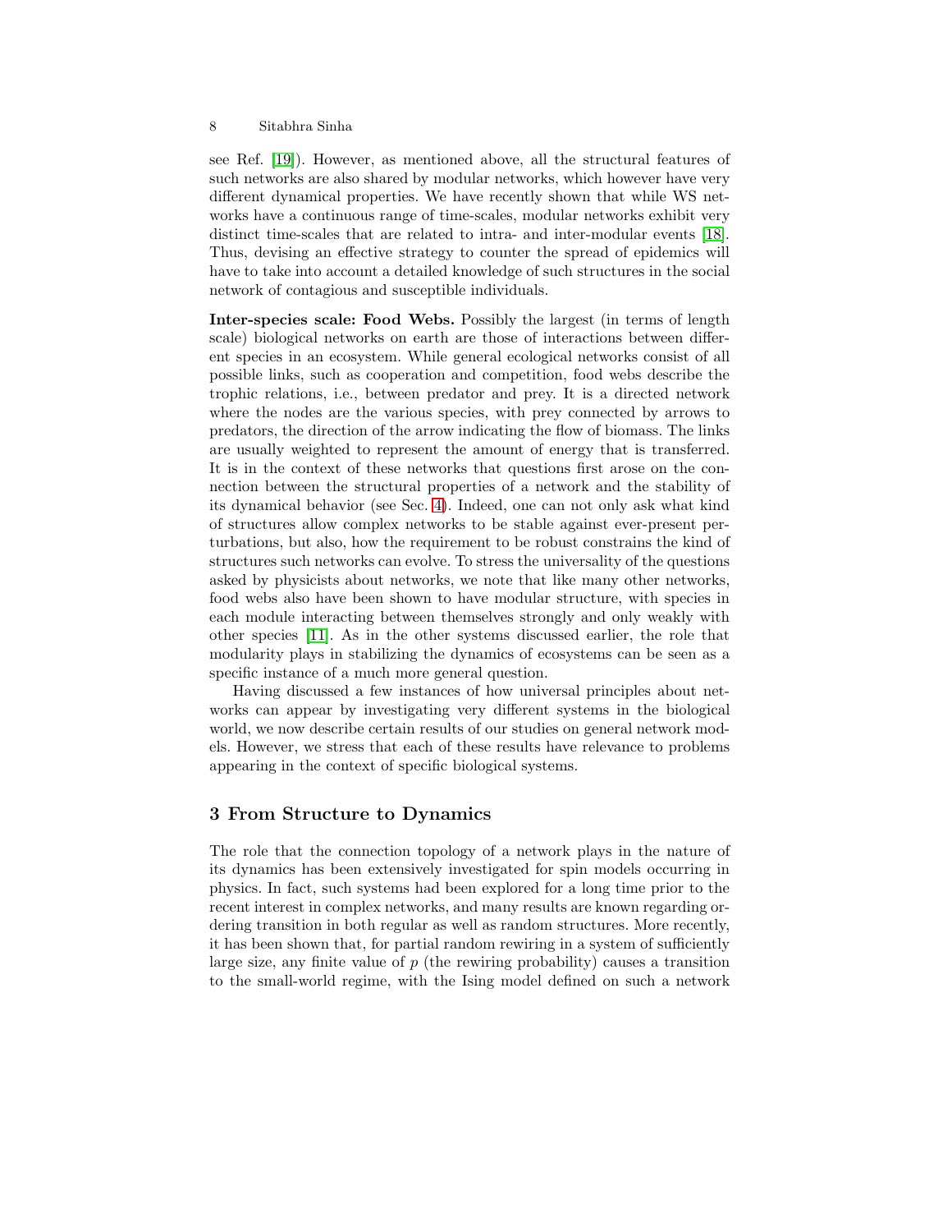see Ref. [19]). However, as mentioned above, all the structural features of such networks are also shared by modular networks, which however have very different dynamical properties. We have recently shown that while WS networks have a continuous range of time-scales, modular networks exhibit very distinct time-scales that are related to intra- and inter-modular events [18]. Thus, devising an effective strategy to counter the spread of epidemics will have to take into account a detailed knowledge of such structures in the social network of contagious and susceptible individuals.

**Inter-species scale: Food Webs.** Possibly the largest (in terms of length scale) biological networks on earth are those of interactions between different species in an ecosystem. While general ecological networks consist of all possible links, such as cooperation and competition, food webs describe the trophic relations, i.e., between predator and prey. It is a directed network where the nodes are the various species, with prey connected by arrows to predators, the direction of the arrow indicating the flow of biomass. The links are usually weighted to represent the amount of energy that is transferred. It is in the context of these networks that questions first arose on the connection between the structural properties of a network and the stability of its dynamical behavior (see Sec. 4). Indeed, one can not only ask what kind of structures allow complex networks to be stable against ever-present perturbations, but also, how the requirement to be robust constrains the kind of structures such networks can evolve. To stress the universality of the questions asked by physicists about networks, we note that like many other networks, food webs also have been shown to have modular structure, with species in each module interacting between themselves strongly and only weakly with other species [11]. As in the other systems discussed earlier, the role that modularity plays in stabilizing the dynamics of ecosystems can be seen as a specific instance of a much more general question.

Having discussed a few instances of how universal principles about networks can appear by investigating very different systems in the biological world, we now describe certain results of our studies on general network models. However, we stress that each of these results have relevance to problems appearing in the context of specific biological systems.

## 3 From Structure to Dynamics

The role that the connection topology of a network plays in the nature of its dynamics has been extensively investigated for spin models occurring in physics. In fact, such systems had been explored for a long time prior to the recent interest in complex networks, and many results are known regarding ordering transition in both regular as well as random structures. More recently, it has been shown that, for partial random rewiring in a system of sufficiently large size, any finite value of $p$ (the rewiring probability) causes a transition to the small-world regime, with the Ising model defined on such a network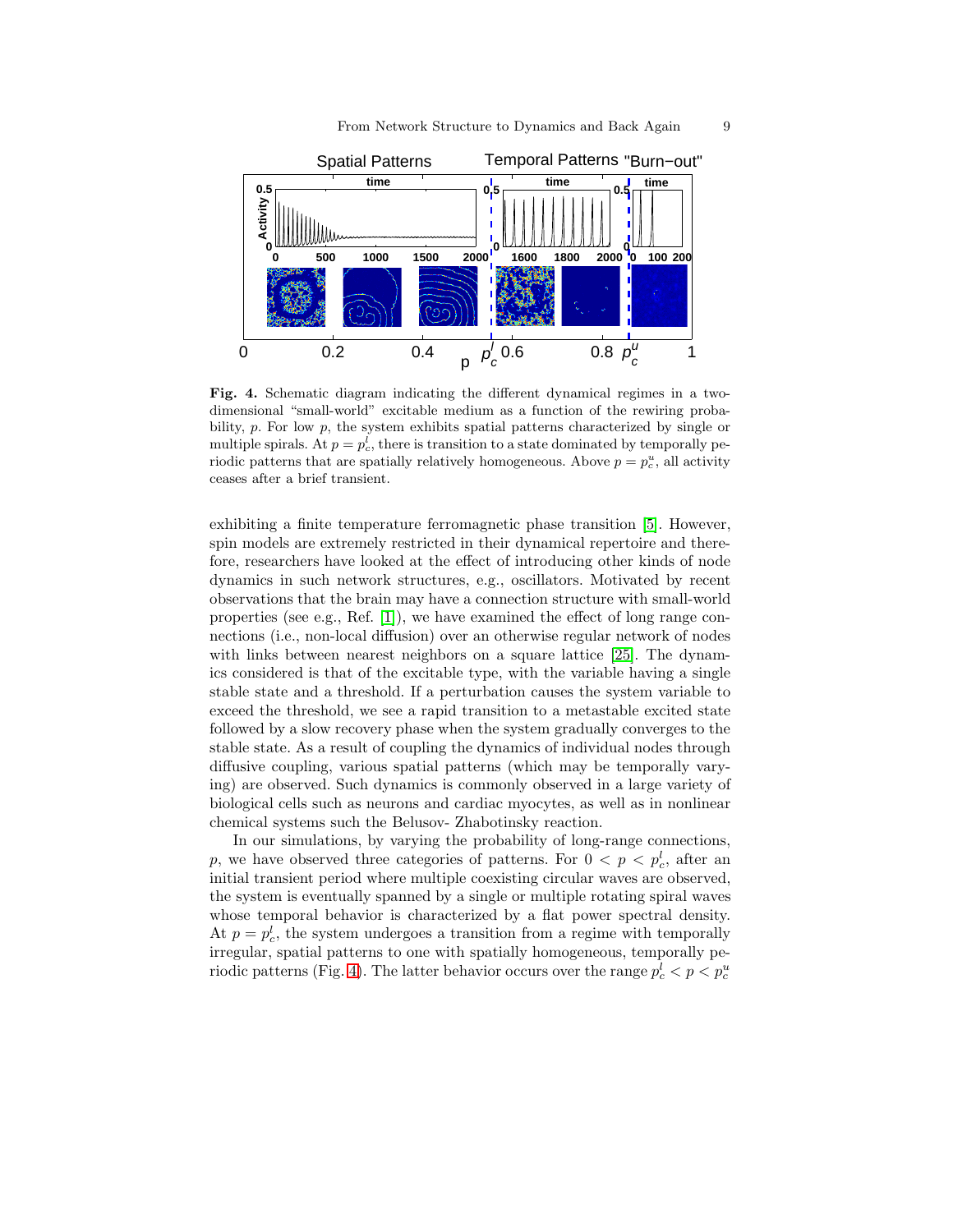**Fig. 4.** Schematic diagram indicating the different dynamical regimes in a two-dimensional "small-world" excitable medium as a function of the rewiring probability, $p$. For low $p$, the system exhibits spatial patterns characterized by single or multiple spirals. At $p = p_c^l$, there is transition to a state dominated by temporally periodic patterns that are spatially relatively homogeneous. Above $p = p_c^u$, all activity ceases after a brief transient.

exhibiting a finite temperature ferromagnetic phase transition [5]. However, spin models are extremely restricted in their dynamical repertoire and therefore, researchers have looked at the effect of introducing other kinds of node dynamics in such network structures, e.g., oscillators. Motivated by recent observations that the brain may have a connection structure with small-world properties (see e.g., Ref. [1]), we have examined the effect of long range connections (i.e., non-local diffusion) over an otherwise regular network of nodes with links between nearest neighbors on a square lattice [25]. The dynamics considered is that of the excitable type, with the variable having a single stable state and a threshold. If a perturbation causes the system variable to exceed the threshold, we see a rapid transition to a metastable excited state followed by a slow recovery phase when the system gradually converges to the stable state. As a result of coupling the dynamics of individual nodes through diffusive coupling, various spatial patterns (which may be temporally varying) are observed. Such dynamics is commonly observed in a large variety of biological cells such as neurons and cardiac myocytes, as well as in nonlinear chemical systems such the Belusov- Zhabotinsky reaction.

In our simulations, by varying the probability of long-range connections, $p$, we have observed three categories of patterns. For $0 < p < p_c^l$, after an initial transient period where multiple coexisting circular waves are observed, the system is eventually spanned by a single or multiple rotating spiral waves whose temporal behavior is characterized by a flat power spectral density. At $p = p_c^l$, the system undergoes a transition from a regime with temporally irregular, spatial patterns to one with spatially homogeneous, temporally periodic patterns (Fig. 4). The latter behavior occurs over the range $p_c^l < p < p_c^u$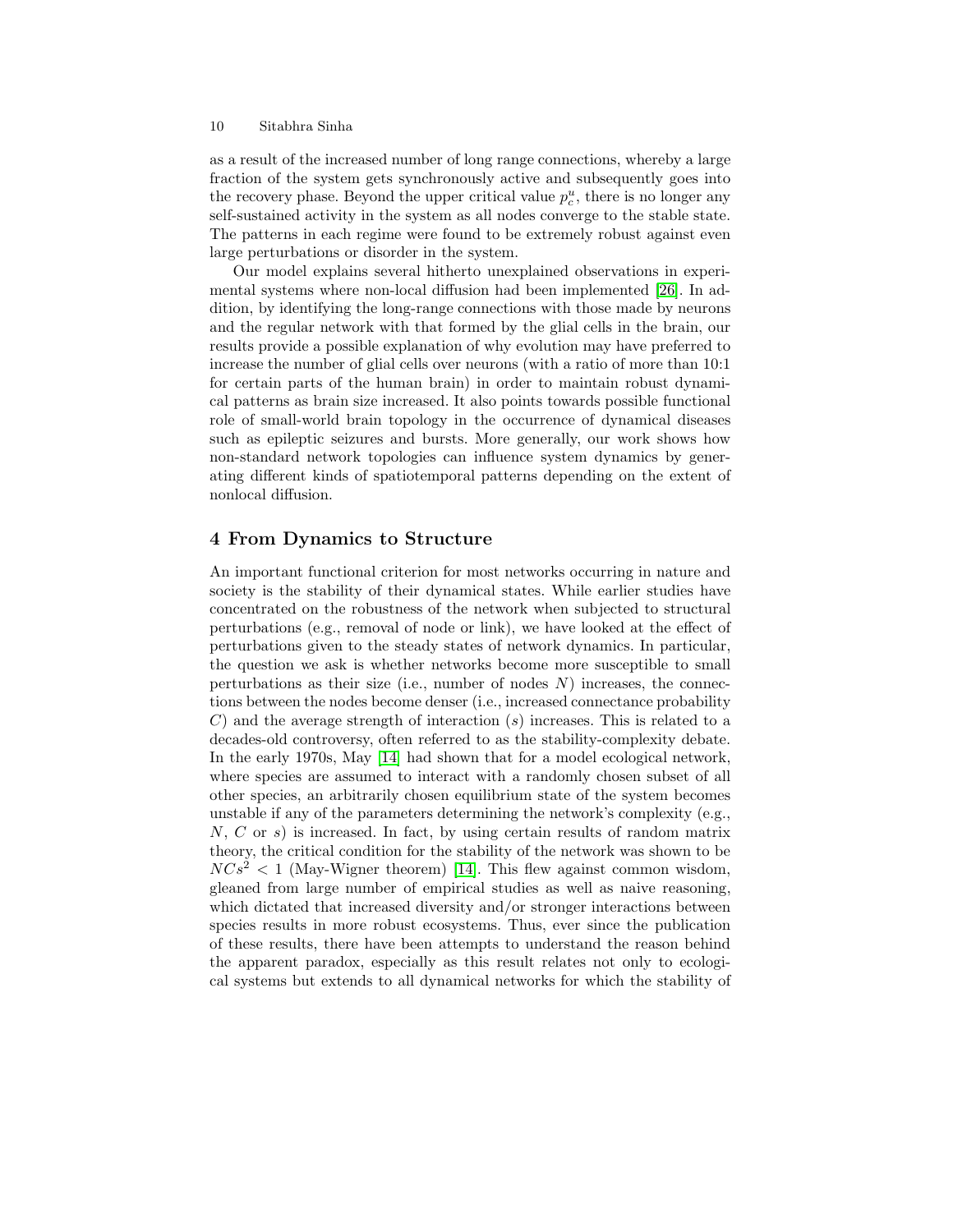as a result of the increased number of long range connections, whereby a large fraction of the system gets synchronously active and subsequently goes into the recovery phase. Beyond the upper critical value $p_c^u$, there is no longer any self-sustained activity in the system as all nodes converge to the stable state. The patterns in each regime were found to be extremely robust against even large perturbations or disorder in the system.

Our model explains several hitherto unexplained observations in experimental systems where non-local diffusion had been implemented [26]. In addition, by identifying the long-range connections with those made by neurons and the regular network with that formed by the glial cells in the brain, our results provide a possible explanation of why evolution may have preferred to increase the number of glial cells over neurons (with a ratio of more than 10:1 for certain parts of the human brain) in order to maintain robust dynamical patterns as brain size increased. It also points towards possible functional role of small-world brain topology in the occurrence of dynamical diseases such as epileptic seizures and bursts. More generally, our work shows how non-standard network topologies can influence system dynamics by generating different kinds of spatiotemporal patterns depending on the extent of nonlocal diffusion.

## 4 From Dynamics to Structure

An important functional criterion for most networks occurring in nature and society is the stability of their dynamical states. While earlier studies have concentrated on the robustness of the network when subjected to structural perturbations (e.g., removal of node or link), we have looked at the effect of perturbations given to the steady states of network dynamics. In particular, the question we ask is whether networks become more susceptible to small perturbations as their size (i.e., number of nodes $N$) increases, the connections between the nodes become denser (i.e., increased connectance probability $C$) and the average strength of interaction ($s$) increases. This is related to a decades-old controversy, often referred to as the stability-complexity debate. In the early 1970s, May [14] had shown that for a model ecological network, where species are assumed to interact with a randomly chosen subset of all other species, an arbitrarily chosen equilibrium state of the system becomes unstable if any of the parameters determining the network's complexity (e.g., $N$, $C$ or $s$) is increased. In fact, by using certain results of random matrix theory, the critical condition for the stability of the network was shown to be $NCs^2 < 1$ (May-Wigner theorem) [14]. This flew against common wisdom, gleaned from large number of empirical studies as well as naive reasoning, which dictated that increased diversity and/or stronger interactions between species results in more robust ecosystems. Thus, ever since the publication of these results, there have been attempts to understand the reason behind the apparent paradox, especially as this result relates not only to ecological systems but extends to all dynamical networks for which the stability of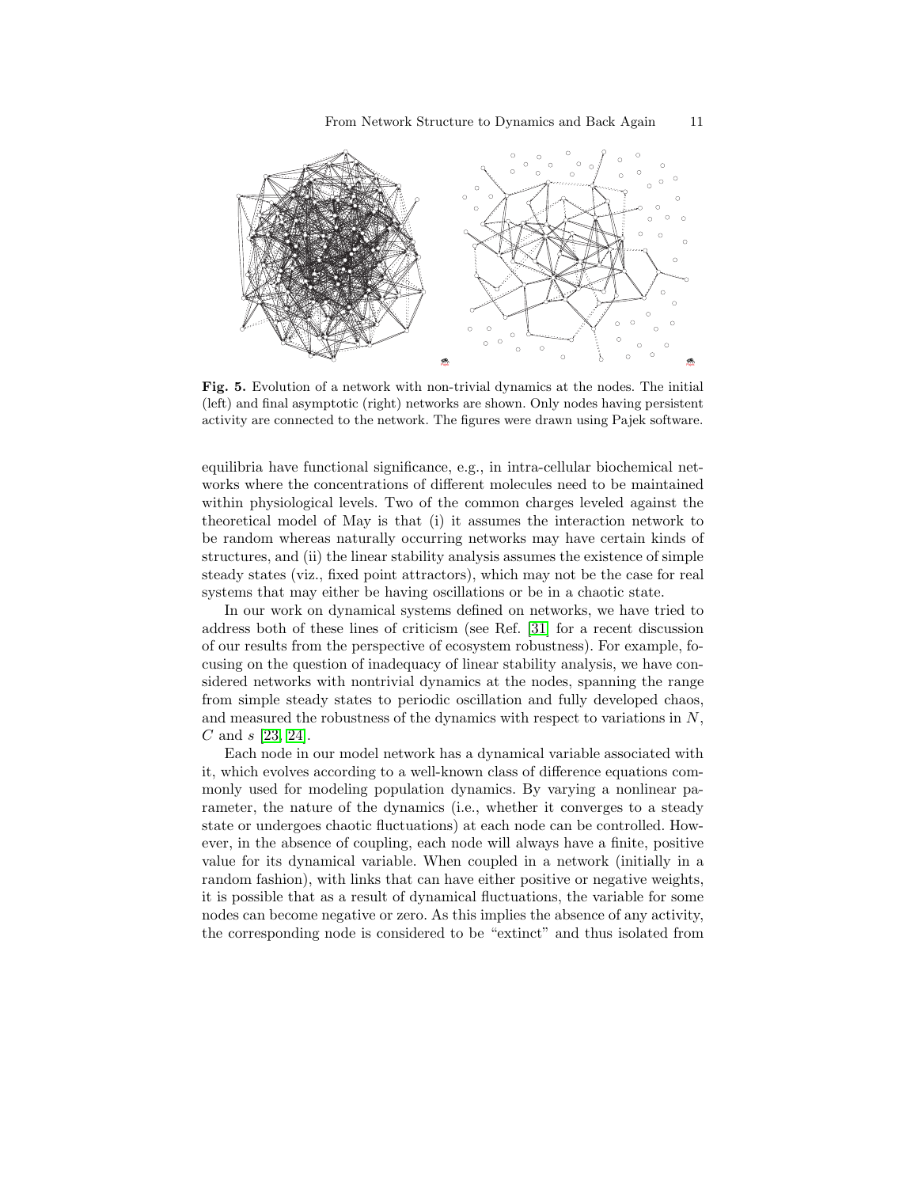**Fig. 5.** Evolution of a network with non-trivial dynamics at the nodes. The initial (left) and final asymptotic (right) networks are shown. Only nodes having persistent activity are connected to the network. The figures were drawn using Pajek software.

equilibria have functional significance, e.g., in intra-cellular biochemical networks where the concentrations of different molecules need to be maintained within physiological levels. Two of the common charges leveled against the theoretical model of May is that (i) it assumes the interaction network to be random whereas naturally occurring networks may have certain kinds of structures, and (ii) the linear stability analysis assumes the existence of simple steady states (viz., fixed point attractors), which may not be the case for real systems that may either be having oscillations or be in a chaotic state.

In our work on dynamical systems defined on networks, we have tried to address both of these lines of criticism (see Ref. [31] for a recent discussion of our results from the perspective of ecosystem robustness). For example, focusing on the question of inadequacy of linear stability analysis, we have considered networks with nontrivial dynamics at the nodes, spanning the range from simple steady states to periodic oscillation and fully developed chaos, and measured the robustness of the dynamics with respect to variations in $N$, $C$ and $s$ [23, 24].

Each node in our model network has a dynamical variable associated with it, which evolves according to a well-known class of difference equations commonly used for modeling population dynamics. By varying a nonlinear parameter, the nature of the dynamics (i.e., whether it converges to a steady state or undergoes chaotic fluctuations) at each node can be controlled. However, in the absence of coupling, each node will always have a finite, positive value for its dynamical variable. When coupled in a network (initially in a random fashion), with links that can have either positive or negative weights, it is possible that as a result of dynamical fluctuations, the variable for some nodes can become negative or zero. As this implies the absence of any activity, the corresponding node is considered to be "extinct" and thus isolated from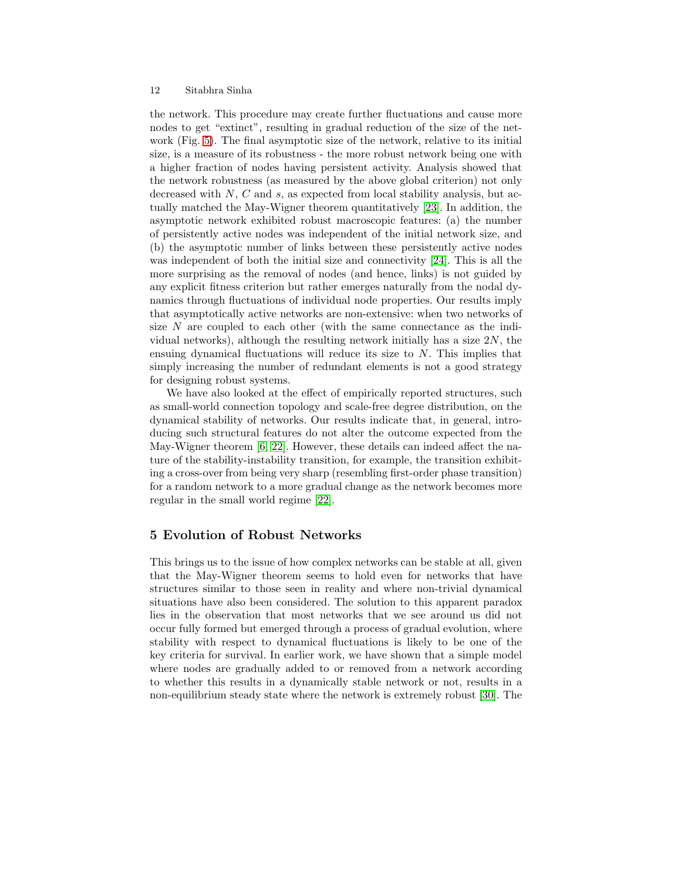the network. This procedure may create further fluctuations and cause more nodes to get "extinct", resulting in gradual reduction of the size of the network (Fig. 5). The final asymptotic size of the network, relative to its initial size, is a measure of its robustness - the more robust network being one with a higher fraction of nodes having persistent activity. Analysis showed that the network robustness (as measured by the above global criterion) not only decreased with $N$, $C$ and $s$, as expected from local stability analysis, but actually matched the May-Wigner theorem quantitatively [23]. In addition, the asymptotic network exhibited robust macroscopic features: (a) the number of persistently active nodes was independent of the initial network size, and (b) the asymptotic number of links between these persistently active nodes was independent of both the initial size and connectivity [24]. This is all the more surprising as the removal of nodes (and hence, links) is not guided by any explicit fitness criterion but rather emerges naturally from the nodal dynamics through fluctuations of individual node properties. Our results imply that asymptotically active networks are non-extensive: when two networks of size $N$ are coupled to each other (with the same connectance as the individual networks), although the resulting network initially has a size $2N$, the ensuing dynamical fluctuations will reduce its size to $N$. This implies that simply increasing the number of redundant elements is not a good strategy for designing robust systems.

We have also looked at the effect of empirically reported structures, such as small-world connection topology and scale-free degree distribution, on the dynamical stability of networks. Our results indicate that, in general, introducing such structural features do not alter the outcome expected from the May-Wigner theorem [6, 22]. However, these details can indeed affect the nature of the stability-instability transition, for example, the transition exhibiting a cross-over from being very sharp (resembling first-order phase transition) for a random network to a more gradual change as the network becomes more regular in the small world regime [22].

## 5 Evolution of Robust Networks

This brings us to the issue of how complex networks can be stable at all, given that the May-Wigner theorem seems to hold even for networks that have structures similar to those seen in reality and where non-trivial dynamical situations have also been considered. The solution to this apparent paradox lies in the observation that most networks that we see around us did not occur fully formed but emerged through a process of gradual evolution, where stability with respect to dynamical fluctuations is likely to be one of the key criteria for survival. In earlier work, we have shown that a simple model where nodes are gradually added to or removed from a network according to whether this results in a dynamically stable network or not, results in a non-equilibrium steady state where the network is extremely robust [30]. The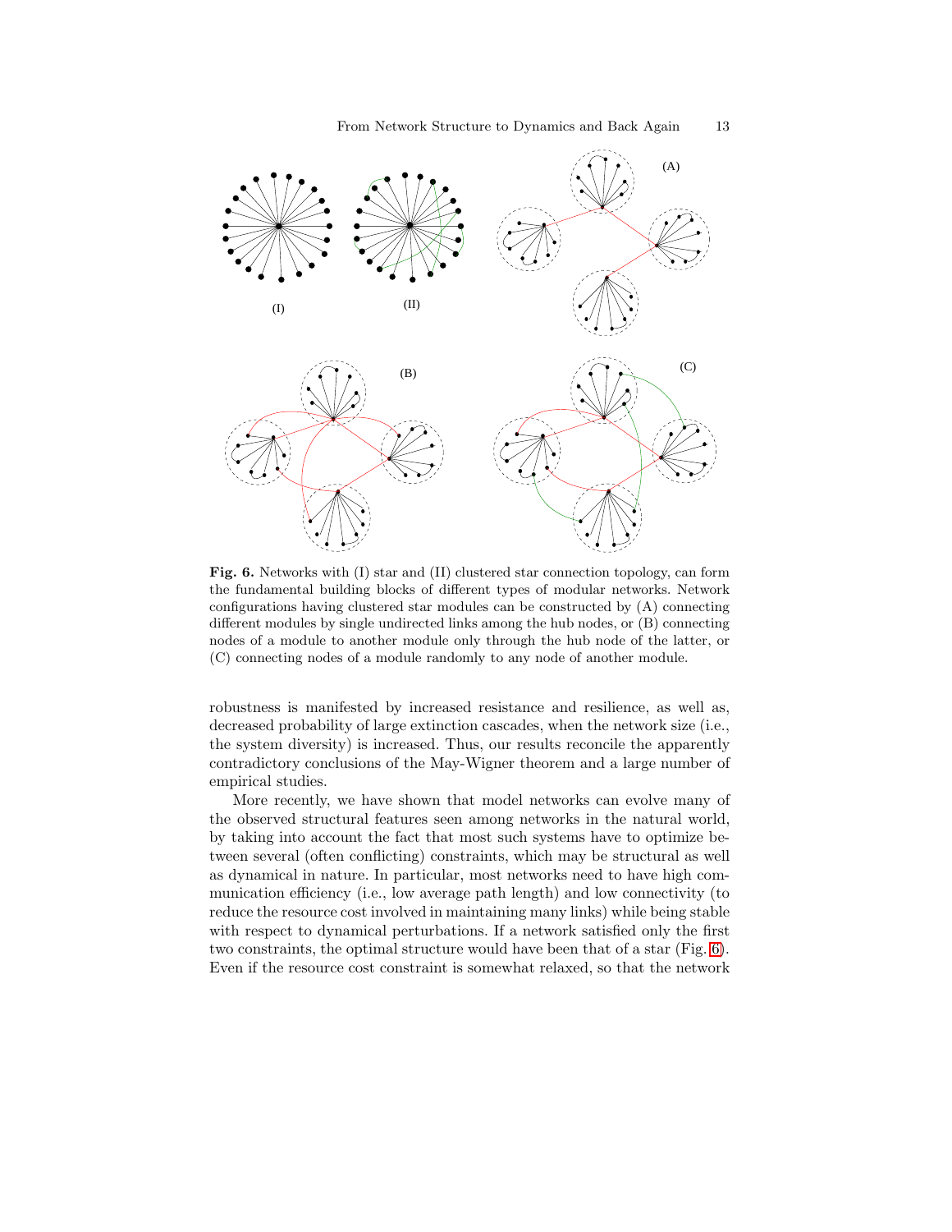**Fig. 6.** Networks with (I) star and (II) clustered star connection topology, can form the fundamental building blocks of different types of modular networks. Network configurations having clustered star modules can be constructed by (A) connecting different modules by single undirected links among the hub nodes, or (B) connecting nodes of a module to another module only through the hub node of the latter, or (C) connecting nodes of a module randomly to any node of another module.

robustness is manifested by increased resistance and resilience, as well as, decreased probability of large extinction cascades, when the network size (i.e., the system diversity) is increased. Thus, our results reconcile the apparently contradictory conclusions of the May-Wigner theorem and a large number of empirical studies.

More recently, we have shown that model networks can evolve many of the observed structural features seen among networks in the natural world, by taking into account the fact that most such systems have to optimize between several (often conflicting) constraints, which may be structural as well as dynamical in nature. In particular, most networks need to have high communication efficiency (i.e., low average path length) and low connectivity (to reduce the resource cost involved in maintaining many links) while being stable with respect to dynamical perturbations. If a network satisfied only the first two constraints, the optimal structure would have been that of a star (Fig. 6). Even if the resource cost constraint is somewhat relaxed, so that the network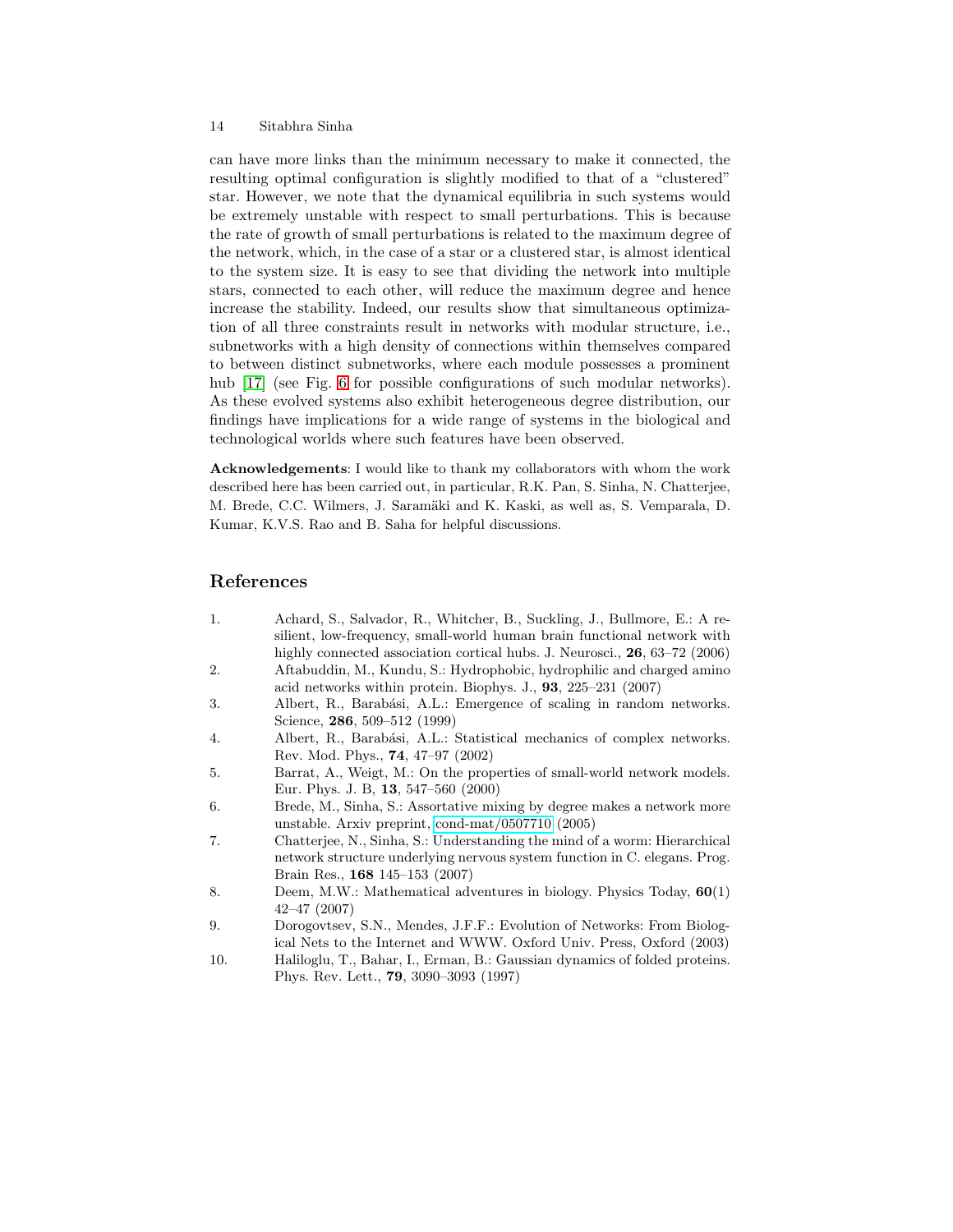can have more links than the minimum necessary to make it connected, the resulting optimal configuration is slightly modified to that of a "clustered" star. However, we note that the dynamical equilibria in such systems would be extremely unstable with respect to small perturbations. This is because the rate of growth of small perturbations is related to the maximum degree of the network, which, in the case of a star or a clustered star, is almost identical to the system size. It is easy to see that dividing the network into multiple stars, connected to each other, will reduce the maximum degree and hence increase the stability. Indeed, our results show that simultaneous optimization of all three constraints result in networks with modular structure, i.e., subnetworks with a high density of connections within themselves compared to between distinct subnetworks, where each module possesses a prominent hub [17] (see Fig. 6 for possible configurations of such modular networks). As these evolved systems also exhibit heterogeneous degree distribution, our findings have implications for a wide range of systems in the biological and technological worlds where such features have been observed.

**Acknowledgements**: I would like to thank my collaborators with whom the work described here has been carried out, in particular, R.K. Pan, S. Sinha, N. Chatterjee, M. Brede, C.C. Wilmers, J. Saramäki and K. Kaski, as well as, S. Vemparala, D. Kumar, K.V.S. Rao and B. Saha for helpful discussions.

## References

1. Achard, S., Salvador, R., Whitcher, B., Suckling, J., Bullmore, E.: A resilient, low-frequency, small-world human brain functional network with highly connected association cortical hubs. J. Neurosci., **26**, 63–72 (2006)
2. Aftabuddin, M., Kundu, S.: Hydrophobic, hydrophilic and charged amino acid networks within protein. Biophys. J., **93**, 225–231 (2007)
3. Albert, R., Barabási, A.L.: Emergence of scaling in random networks. Science, **286**, 509–512 (1999)
4. Albert, R., Barabási, A.L.: Statistical mechanics of complex networks. Rev. Mod. Phys., **74**, 47–97 (2002)
5. Barrat, A., Weigt, M.: On the properties of small-world network models. Eur. Phys. J. B, **13**, 547–560 (2000)
6. Brede, M., Sinha, S.: Assortative mixing by degree makes a network more unstable. Arxiv preprint, cond-mat/0507710 (2005)
7. Chatterjee, N., Sinha, S.: Understanding the mind of a worm: Hierarchical network structure underlying nervous system function in C. elegans. Prog. Brain Res., **168** 145–153 (2007)
8. Deem, M.W.: Mathematical adventures in biology. Physics Today, **60**(1) 42–47 (2007)
9. Dorogovtsev, S.N., Mendes, J.F.F.: Evolution of Networks: From Biological Nets to the Internet and WWW. Oxford Univ. Press, Oxford (2003)
10. Haliloglu, T., Bahar, I., Erman, B.: Gaussian dynamics of folded proteins. Phys. Rev. Lett., **79**, 3090–3093 (1997)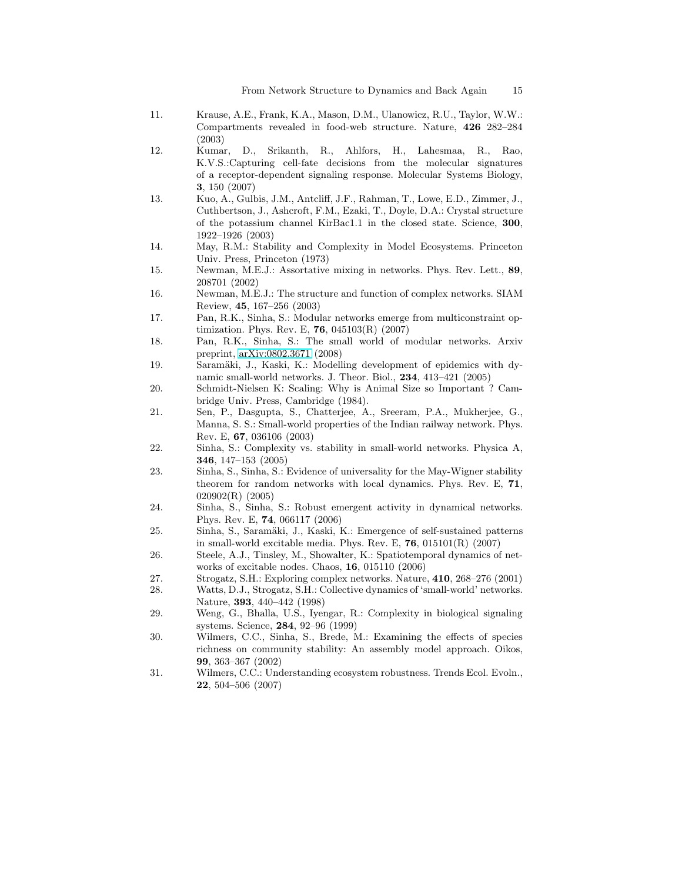11. Krause, A.E., Frank, K.A., Mason, D.M., Ulanowicz, R.U., Taylor, W.W.: Compartments revealed in food-web structure. Nature, **426** 282–284 (2003)
12. Kumar, D., Srikanth, R., Ahlfors, H., Lahesmaa, R., Rao, K.V.S.:Capturing cell-fate decisions from the molecular signatures of a receptor-dependent signaling response. Molecular Systems Biology, **3**, 150 (2007)
13. Kuo, A., Gulbis, J.M., Antcliff, J.F., Rahman, T., Lowe, E.D., Zimmer, J., Cuthbertson, J., Ashcroft, F.M., Ezaki, T., Doyle, D.A.: Crystal structure of the potassium channel KirBac1.1 in the closed state. Science, **300**, 1922–1926 (2003)
14. May, R.M.: Stability and Complexity in Model Ecosystems. Princeton Univ. Press, Princeton (1973)
15. Newman, M.E.J.: Assortative mixing in networks. Phys. Rev. Lett., **89**, 208701 (2002)
16. Newman, M.E.J.: The structure and function of complex networks. SIAM Review, **45**, 167–256 (2003)
17. Pan, R.K., Sinha, S.: Modular networks emerge from multiconstraint optimization. Phys. Rev. E, **76**, 045103(R) (2007)
18. Pan, R.K., Sinha, S.: The small world of modular networks. Arxiv preprint, arXiv:0802.3671 (2008)
19. Saramäki, J., Kaski, K.: Modelling development of epidemics with dynamic small-world networks. J. Theor. Biol., **234**, 413–421 (2005)
20. Schmidt-Nielsen K: Scaling: Why is Animal Size so Important ? Cambridge Univ. Press, Cambridge (1984).
21. Sen, P., Dasgupta, S., Chatterjee, A., Sreeram, P.A., Mukherjee, G., Manna, S. S.: Small-world properties of the Indian railway network. Phys. Rev. E, **67**, 036106 (2003)
22. Sinha, S.: Complexity vs. stability in small-world networks. Physica A, **346**, 147–153 (2005)
23. Sinha, S., Sinha, S.: Evidence of universality for the May-Wigner stability theorem for random networks with local dynamics. Phys. Rev. E, **71**, 020902(R) (2005)
24. Sinha, S., Sinha, S.: Robust emergent activity in dynamical networks. Phys. Rev. E, **74**, 066117 (2006)
25. Sinha, S., Saramäki, J., Kaski, K.: Emergence of self-sustained patterns in small-world excitable media. Phys. Rev. E, **76**, 015101(R) (2007)
26. Steele, A.J., Tinsley, M., Showalter, K.: Spatiotemporal dynamics of networks of excitable nodes. Chaos, **16**, 015110 (2006)
27. Strogatz, S.H.: Exploring complex networks. Nature, **410**, 268–276 (2001)
28. Watts, D.J., Strogatz, S.H.: Collective dynamics of 'small-world' networks. Nature, **393**, 440–442 (1998)
29. Weng, G., Bhalla, U.S., Iyengar, R.: Complexity in biological signaling systems. Science, **284**, 92–96 (1999)
30. Wilmers, C.C., Sinha, S., Brede, M.: Examining the effects of species richness on community stability: An assembly model approach. Oikos, **99**, 363–367 (2002)
31. Wilmers, C.C.: Understanding ecosystem robustness. Trends Ecol. Evoln., **22**, 504–506 (2007)